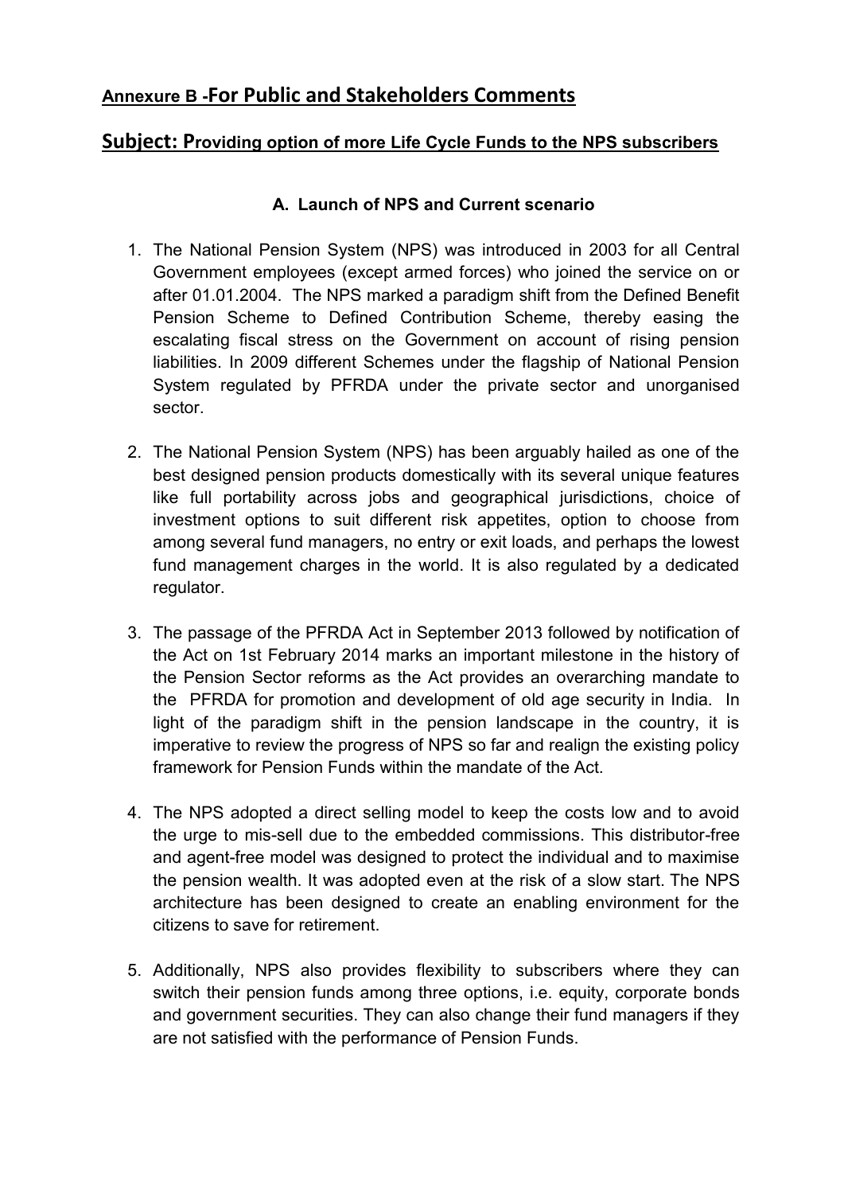## Annexure B -For Public and Stakeholders Comments

## Subject: Providing option of more Life Cycle Funds to the NPS subscribers

### A. Launch of NPS and Current scenario

1. The National Pension System (NPS) was introduced in 2003 for all Central Government employees (except armed forces) who joined the service on or after 01.01.2004. The NPS marked a paradigm shift from the Defined Benefit Pension Scheme to Defined Contribution Scheme, thereby easing the escalating fiscal stress on the Government on account of rising pension liabilities. In 2009 different Schemes under the flagship of National Pension System regulated by PFRDA under the private sector and unorganised sector.

2. The National Pension System (NPS) has been arguably hailed as one of the best designed pension products domestically with its several unique features like full portability across jobs and geographical jurisdictions, choice of investment options to suit different risk appetites, option to choose from among several fund managers, no entry or exit loads, and perhaps the lowest fund management charges in the world. It is also regulated by a dedicated regulator.

3. The passage of the PFRDA Act in September 2013 followed by notification of the Act on 1st February 2014 marks an important milestone in the history of the Pension Sector reforms as the Act provides an overarching mandate to the PFRDA for promotion and development of old age security in India. In light of the paradigm shift in the pension landscape in the country, it is imperative to review the progress of NPS so far and realign the existing policy framework for Pension Funds within the mandate of the Act.

4. The NPS adopted a direct selling model to keep the costs low and to avoid the urge to mis-sell due to the embedded commissions. This distributor-free and agent-free model was designed to protect the individual and to maximise the pension wealth. It was adopted even at the risk of a slow start. The NPS architecture has been designed to create an enabling environment for the citizens to save for retirement.

5. Additionally, NPS also provides flexibility to subscribers where they can switch their pension funds among three options, i.e. equity, corporate bonds and government securities. They can also change their fund managers if they are not satisfied with the performance of Pension Funds.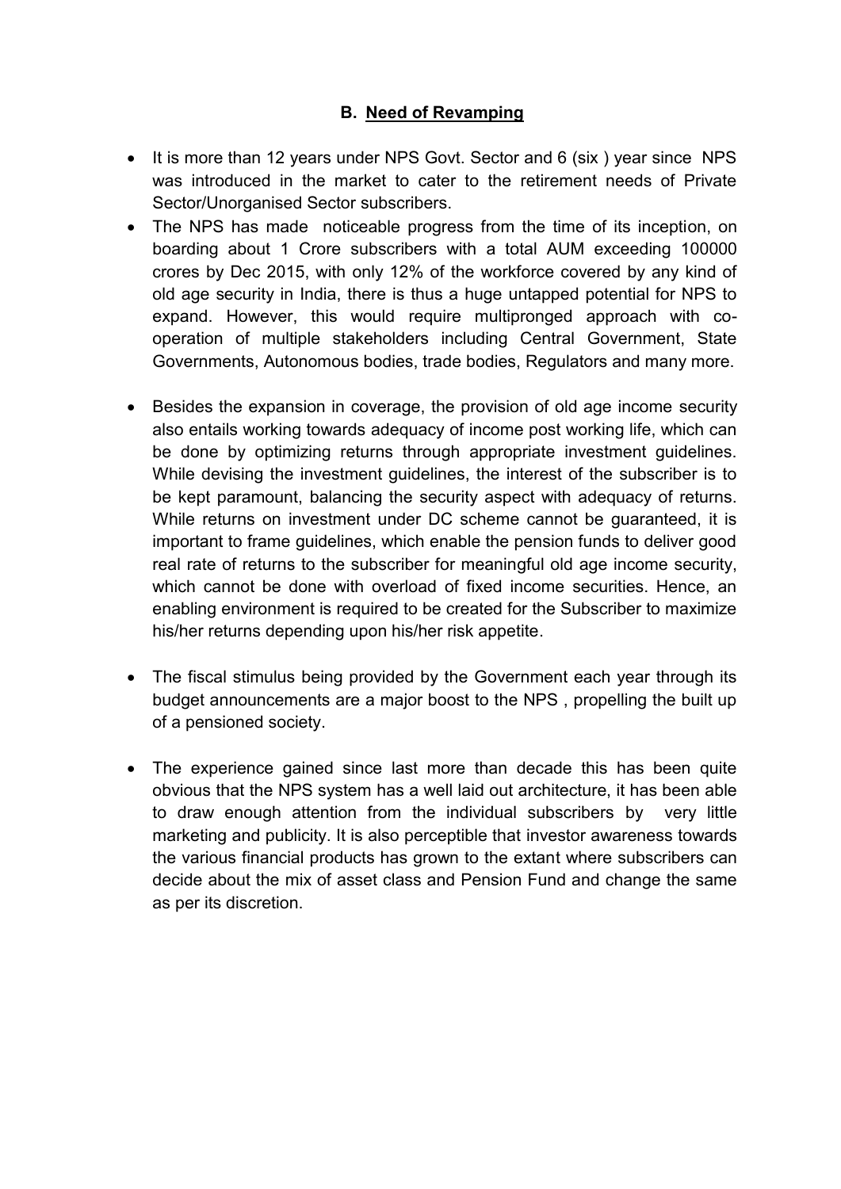## B. Need of Revamping

- It is more than 12 years under NPS Govt. Sector and 6 (six ) year since NPS was introduced in the market to cater to the retirement needs of Private Sector/Unorganised Sector subscribers.
- The NPS has made noticeable progress from the time of its inception, on boarding about 1 Crore subscribers with a total AUM exceeding 100000 crores by Dec 2015, with only 12% of the workforce covered by any kind of old age security in India, there is thus a huge untapped potential for NPS to expand. However, this would require multipronged approach with co-operation of multiple stakeholders including Central Government, State Governments, Autonomous bodies, trade bodies, Regulators and many more.
- Besides the expansion in coverage, the provision of old age income security also entails working towards adequacy of income post working life, which can be done by optimizing returns through appropriate investment guidelines. While devising the investment guidelines, the interest of the subscriber is to be kept paramount, balancing the security aspect with adequacy of returns. While returns on investment under DC scheme cannot be guaranteed, it is important to frame guidelines, which enable the pension funds to deliver good real rate of returns to the subscriber for meaningful old age income security, which cannot be done with overload of fixed income securities. Hence, an enabling environment is required to be created for the Subscriber to maximize his/her returns depending upon his/her risk appetite.
- The fiscal stimulus being provided by the Government each year through its budget announcements are a major boost to the NPS , propelling the built up of a pensioned society.
- The experience gained since last more than decade this has been quite obvious that the NPS system has a well laid out architecture, it has been able to draw enough attention from the individual subscribers by very little marketing and publicity. It is also perceptible that investor awareness towards the various financial products has grown to the extant where subscribers can decide about the mix of asset class and Pension Fund and change the same as per its discretion.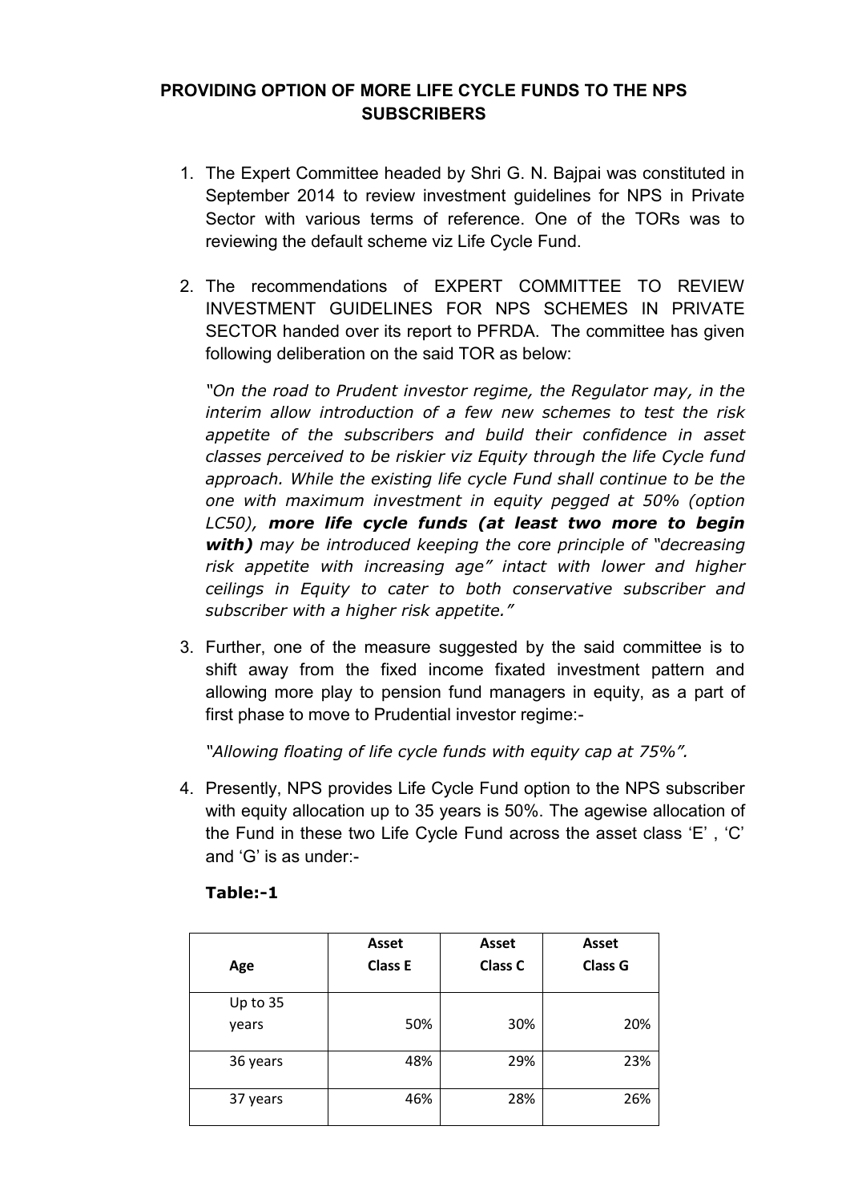**PROVIDING OPTION OF MORE LIFE CYCLE FUNDS TO THE NPS SUBSCRIBERS**

1. The Expert Committee headed by Shri G. N. Bajpai was constituted in September 2014 to review investment guidelines for NPS in Private Sector with various terms of reference. One of the TORs was to reviewing the default scheme viz Life Cycle Fund.

2. The recommendations of EXPERT COMMITTEE TO REVIEW INVESTMENT GUIDELINES FOR NPS SCHEMES IN PRIVATE SECTOR handed over its report to PFRDA. The committee has given following deliberation on the said TOR as below:

   *"On the road to Prudent investor regime, the Regulator may, in the interim allow introduction of a few new schemes to test the risk appetite of the subscribers and build their confidence in asset classes perceived to be riskier viz Equity through the life Cycle fund approach. While the existing life cycle Fund shall continue to be the one with maximum investment in equity pegged at 50% (option LC50),* ***more life cycle funds (at least two more to begin with)*** *may be introduced keeping the core principle of "decreasing risk appetite with increasing age" intact with lower and higher ceilings in Equity to cater to both conservative subscriber and subscriber with a higher risk appetite."*

3. Further, one of the measure suggested by the said committee is to shift away from the fixed income fixated investment pattern and allowing more play to pension fund managers in equity, as a part of first phase to move to Prudential investor regime:-

   *"Allowing floating of life cycle funds with equity cap at 75%".*

4. Presently, NPS provides Life Cycle Fund option to the NPS subscriber with equity allocation up to 35 years is 50%. The agewise allocation of the Fund in these two Life Cycle Fund across the asset class 'E' , 'C' and 'G' is as under:-

**Table:-1**

| Age | Asset Class E | Asset Class C | Asset Class G |
|---|---|---|---|
| Up to 35 years | 50% | 30% | 20% |
| 36 years | 48% | 29% | 23% |
| 37 years | 46% | 28% | 26% |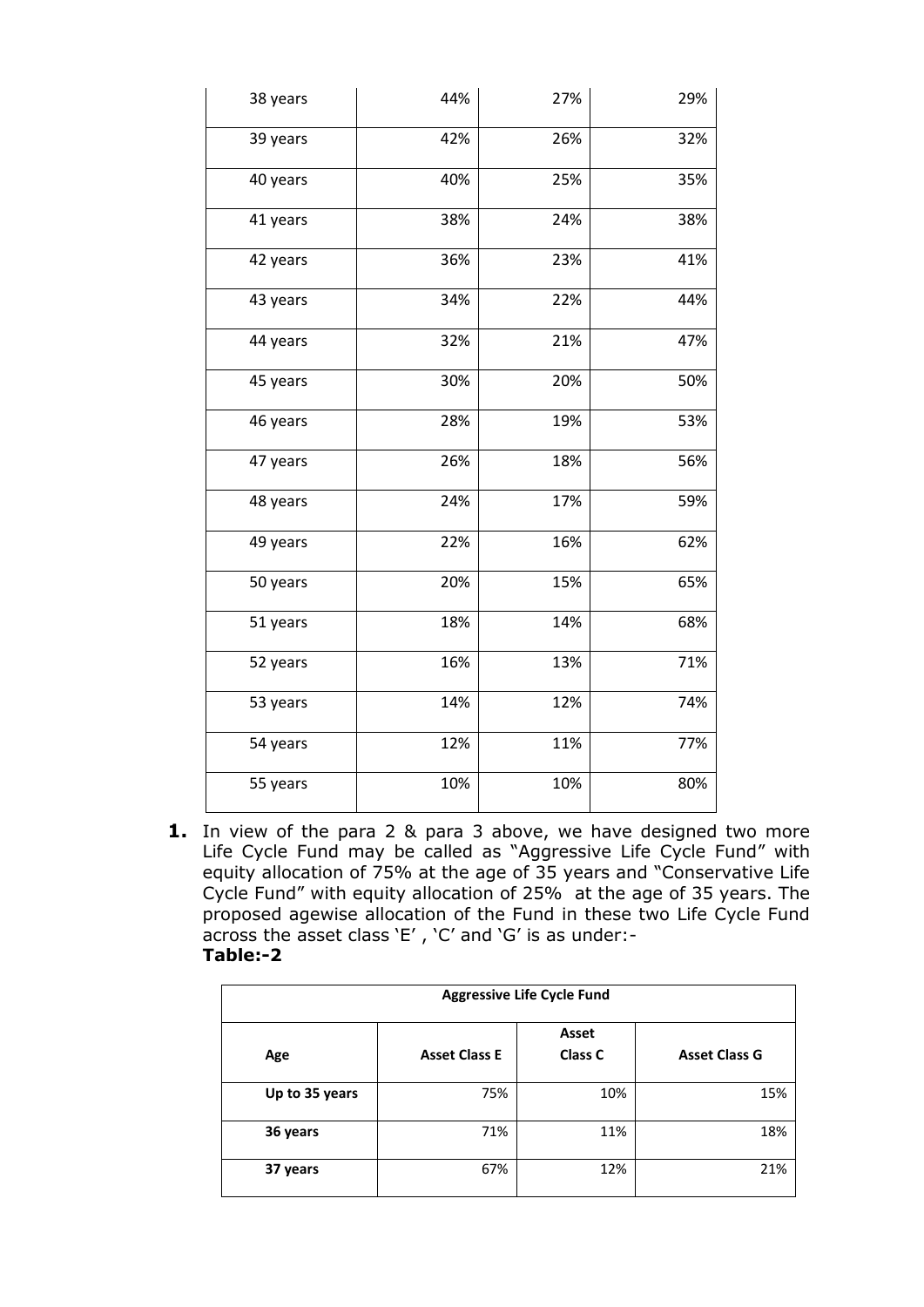| | | | |
|---|---|---|---|
| 38 years | 44% | 27% | 29% |
| 39 years | 42% | 26% | 32% |
| 40 years | 40% | 25% | 35% |
| 41 years | 38% | 24% | 38% |
| 42 years | 36% | 23% | 41% |
| 43 years | 34% | 22% | 44% |
| 44 years | 32% | 21% | 47% |
| 45 years | 30% | 20% | 50% |
| 46 years | 28% | 19% | 53% |
| 47 years | 26% | 18% | 56% |
| 48 years | 24% | 17% | 59% |
| 49 years | 22% | 16% | 62% |
| 50 years | 20% | 15% | 65% |
| 51 years | 18% | 14% | 68% |
| 52 years | 16% | 13% | 71% |
| 53 years | 14% | 12% | 74% |
| 54 years | 12% | 11% | 77% |
| 55 years | 10% | 10% | 80% |

1. In view of the para 2 & para 3 above, we have designed two more Life Cycle Fund may be called as "Aggressive Life Cycle Fund" with equity allocation of 75% at the age of 35 years and "Conservative Life Cycle Fund" with equity allocation of 25% at the age of 35 years. The proposed agewise allocation of the Fund in these two Life Cycle Fund across the asset class 'E' , 'C' and 'G' is as under:-

**Table:-2**

| **Aggressive Life Cycle Fund** | | | |
|---|---|---|---|
| **Age** | **Asset Class E** | **Asset Class C** | **Asset Class G** |
| **Up to 35 years** | 75% | 10% | 15% |
| **36 years** | 71% | 11% | 18% |
| **37 years** | 67% | 12% | 21% |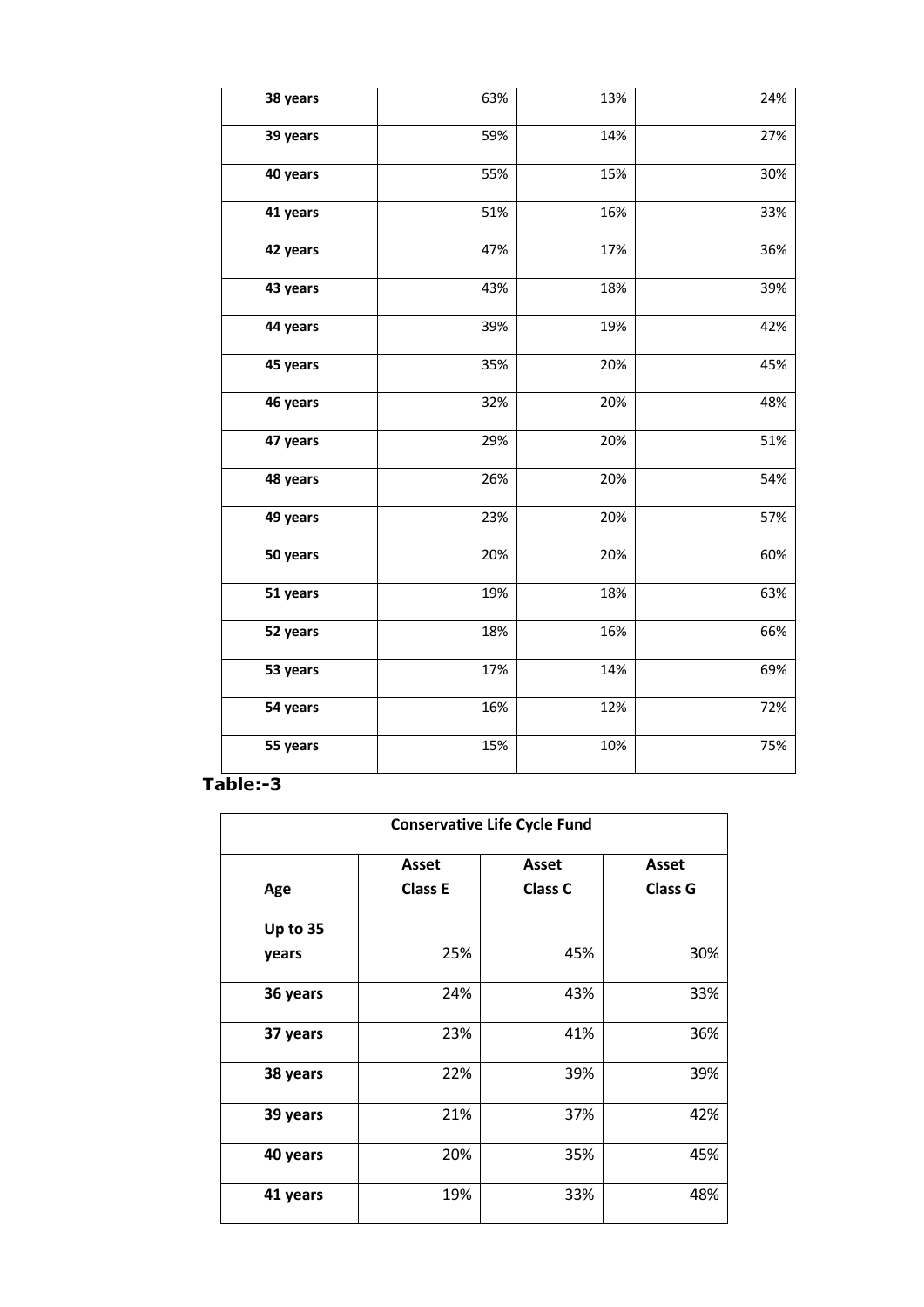| | | | |
|---|---|---|---|
| **38 years** | 63% | 13% | 24% |
| **39 years** | 59% | 14% | 27% |
| **40 years** | 55% | 15% | 30% |
| **41 years** | 51% | 16% | 33% |
| **42 years** | 47% | 17% | 36% |
| **43 years** | 43% | 18% | 39% |
| **44 years** | 39% | 19% | 42% |
| **45 years** | 35% | 20% | 45% |
| **46 years** | 32% | 20% | 48% |
| **47 years** | 29% | 20% | 51% |
| **48 years** | 26% | 20% | 54% |
| **49 years** | 23% | 20% | 57% |
| **50 years** | 20% | 20% | 60% |
| **51 years** | 19% | 18% | 63% |
| **52 years** | 18% | 16% | 66% |
| **53 years** | 17% | 14% | 69% |
| **54 years** | 16% | 12% | 72% |
| **55 years** | 15% | 10% | 75% |

**Table:-3**

| **Conservative Life Cycle Fund** | | | |
|---|---|---|---|
| **Age** | **Asset Class E** | **Asset Class C** | **Asset Class G** |
| **Up to 35 years** | 25% | 45% | 30% |
| **36 years** | 24% | 43% | 33% |
| **37 years** | 23% | 41% | 36% |
| **38 years** | 22% | 39% | 39% |
| **39 years** | 21% | 37% | 42% |
| **40 years** | 20% | 35% | 45% |
| **41 years** | 19% | 33% | 48% |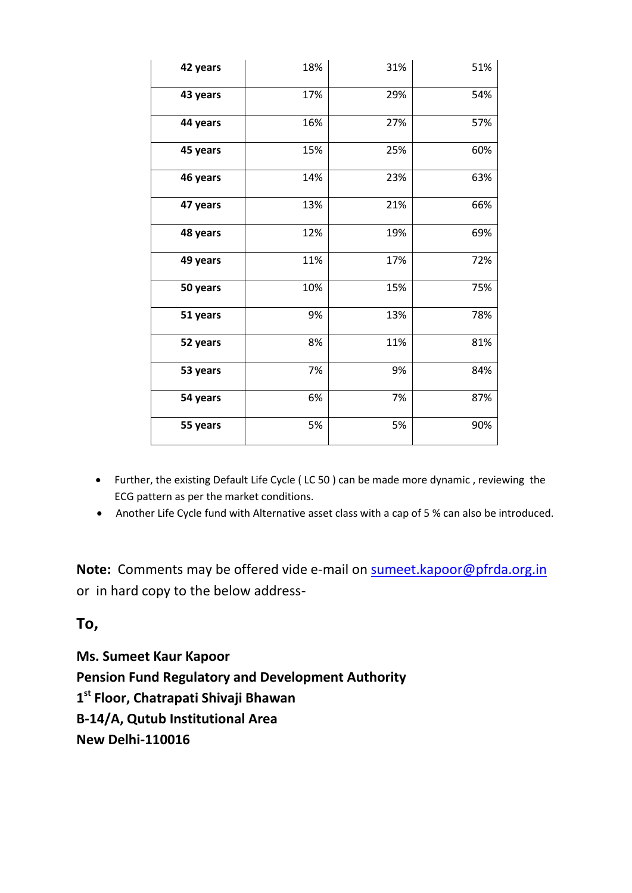| | | | |
|---|---|---|---|
| **42 years** | 18% | 31% | 51% |
| **43 years** | 17% | 29% | 54% |
| **44 years** | 16% | 27% | 57% |
| **45 years** | 15% | 25% | 60% |
| **46 years** | 14% | 23% | 63% |
| **47 years** | 13% | 21% | 66% |
| **48 years** | 12% | 19% | 69% |
| **49 years** | 11% | 17% | 72% |
| **50 years** | 10% | 15% | 75% |
| **51 years** | 9% | 13% | 78% |
| **52 years** | 8% | 11% | 81% |
| **53 years** | 7% | 9% | 84% |
| **54 years** | 6% | 7% | 87% |
| **55 years** | 5% | 5% | 90% |

- Further, the existing Default Life Cycle ( LC 50 ) can be made more dynamic , reviewing the ECG pattern as per the market conditions.
- Another Life Cycle fund with Alternative asset class with a cap of 5 % can also be introduced.

**Note:** Comments may be offered vide e-mail on sumeet.kapoor@pfrda.org.in or in hard copy to the below address-

**To,**

**Ms. Sumeet Kaur Kapoor**
**Pension Fund Regulatory and Development Authority**
**1st Floor, Chatrapati Shivaji Bhawan**
**B-14/A, Qutub Institutional Area**
**New Delhi-110016**